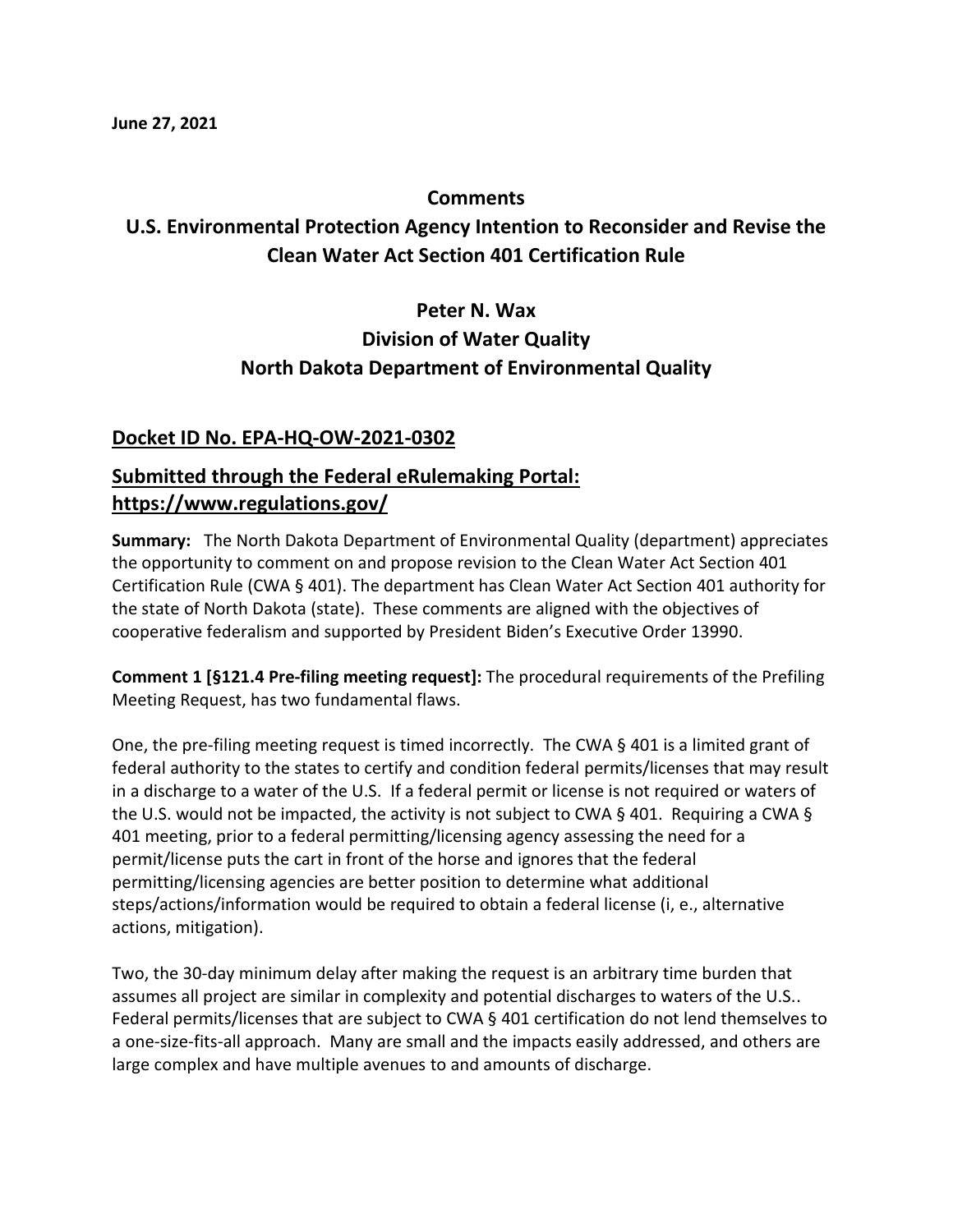**June 27, 2021**

## Comments

## U.S. Environmental Protection Agency Intention to Reconsider and Revise the Clean Water Act Section 401 Certification Rule

### Peter N. Wax
### Division of Water Quality
### North Dakota Department of Environmental Quality

## Docket ID No. EPA-HQ-OW-2021-0302

## Submitted through the Federal eRulemaking Portal: https://www.regulations.gov/

**Summary:** The North Dakota Department of Environmental Quality (department) appreciates the opportunity to comment on and propose revision to the Clean Water Act Section 401 Certification Rule (CWA § 401). The department has Clean Water Act Section 401 authority for the state of North Dakota (state). These comments are aligned with the objectives of cooperative federalism and supported by President Biden's Executive Order 13990.

**Comment 1 [§121.4 Pre-filing meeting request]:** The procedural requirements of the Prefiling Meeting Request, has two fundamental flaws.

One, the pre-filing meeting request is timed incorrectly. The CWA § 401 is a limited grant of federal authority to the states to certify and condition federal permits/licenses that may result in a discharge to a water of the U.S. If a federal permit or license is not required or waters of the U.S. would not be impacted, the activity is not subject to CWA § 401. Requiring a CWA § 401 meeting, prior to a federal permitting/licensing agency assessing the need for a permit/license puts the cart in front of the horse and ignores that the federal permitting/licensing agencies are better position to determine what additional steps/actions/information would be required to obtain a federal license (i, e., alternative actions, mitigation).

Two, the 30-day minimum delay after making the request is an arbitrary time burden that assumes all project are similar in complexity and potential discharges to waters of the U.S.. Federal permits/licenses that are subject to CWA § 401 certification do not lend themselves to a one-size-fits-all approach. Many are small and the impacts easily addressed, and others are large complex and have multiple avenues to and amounts of discharge.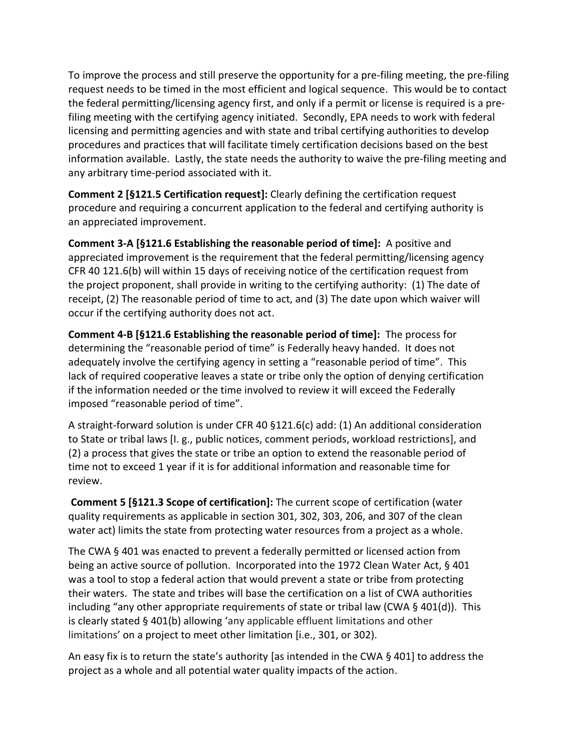To improve the process and still preserve the opportunity for a pre-filing meeting, the pre-filing request needs to be timed in the most efficient and logical sequence. This would be to contact the federal permitting/licensing agency first, and only if a permit or license is required is a pre-filing meeting with the certifying agency initiated. Secondly, EPA needs to work with federal licensing and permitting agencies and with state and tribal certifying authorities to develop procedures and practices that will facilitate timely certification decisions based on the best information available. Lastly, the state needs the authority to waive the pre-filing meeting and any arbitrary time-period associated with it.

**Comment 2 [§121.5 Certification request]:** Clearly defining the certification request procedure and requiring a concurrent application to the federal and certifying authority is an appreciated improvement.

**Comment 3-A [§121.6 Establishing the reasonable period of time]:** A positive and appreciated improvement is the requirement that the federal permitting/licensing agency CFR 40 121.6(b) will within 15 days of receiving notice of the certification request from the project proponent, shall provide in writing to the certifying authority: (1) The date of receipt, (2) The reasonable period of time to act, and (3) The date upon which waiver will occur if the certifying authority does not act.

**Comment 4-B [§121.6 Establishing the reasonable period of time]:** The process for determining the "reasonable period of time" is Federally heavy handed. It does not adequately involve the certifying agency in setting a "reasonable period of time". This lack of required cooperative leaves a state or tribe only the option of denying certification if the information needed or the time involved to review it will exceed the Federally imposed "reasonable period of time".

A straight-forward solution is under CFR 40 §121.6(c) add: (1) An additional consideration to State or tribal laws [I. g., public notices, comment periods, workload restrictions], and (2) a process that gives the state or tribe an option to extend the reasonable period of time not to exceed 1 year if it is for additional information and reasonable time for review.

**Comment 5 [§121.3 Scope of certification]:** The current scope of certification (water quality requirements as applicable in section 301, 302, 303, 206, and 307 of the clean water act) limits the state from protecting water resources from a project as a whole.

The CWA § 401 was enacted to prevent a federally permitted or licensed action from being an active source of pollution. Incorporated into the 1972 Clean Water Act, § 401 was a tool to stop a federal action that would prevent a state or tribe from protecting their waters. The state and tribes will base the certification on a list of CWA authorities including "any other appropriate requirements of state or tribal law (CWA § 401(d)). This is clearly stated § 401(b) allowing 'any applicable effluent limitations and other limitations' on a project to meet other limitation [i.e., 301, or 302).

An easy fix is to return the state's authority [as intended in the CWA § 401] to address the project as a whole and all potential water quality impacts of the action.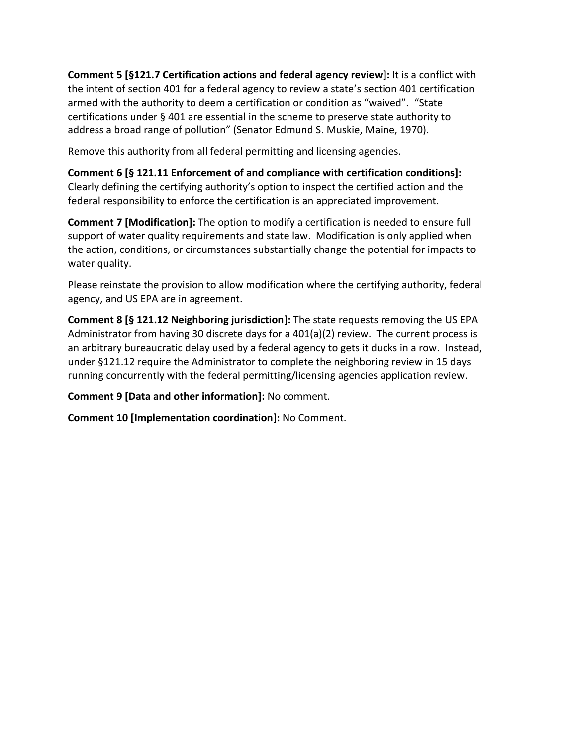**Comment 5 [§121.7 Certification actions and federal agency review]:** It is a conflict with the intent of section 401 for a federal agency to review a state's section 401 certification armed with the authority to deem a certification or condition as "waived". "State certifications under § 401 are essential in the scheme to preserve state authority to address a broad range of pollution" (Senator Edmund S. Muskie, Maine, 1970).

Remove this authority from all federal permitting and licensing agencies.

**Comment 6 [§ 121.11 Enforcement of and compliance with certification conditions]:** Clearly defining the certifying authority's option to inspect the certified action and the federal responsibility to enforce the certification is an appreciated improvement.

**Comment 7 [Modification]:** The option to modify a certification is needed to ensure full support of water quality requirements and state law. Modification is only applied when the action, conditions, or circumstances substantially change the potential for impacts to water quality.

Please reinstate the provision to allow modification where the certifying authority, federal agency, and US EPA are in agreement.

**Comment 8 [§ 121.12 Neighboring jurisdiction]:** The state requests removing the US EPA Administrator from having 30 discrete days for a 401(a)(2) review. The current process is an arbitrary bureaucratic delay used by a federal agency to gets it ducks in a row. Instead, under §121.12 require the Administrator to complete the neighboring review in 15 days running concurrently with the federal permitting/licensing agencies application review.

**Comment 9 [Data and other information]:** No comment.

**Comment 10 [Implementation coordination]:** No Comment.